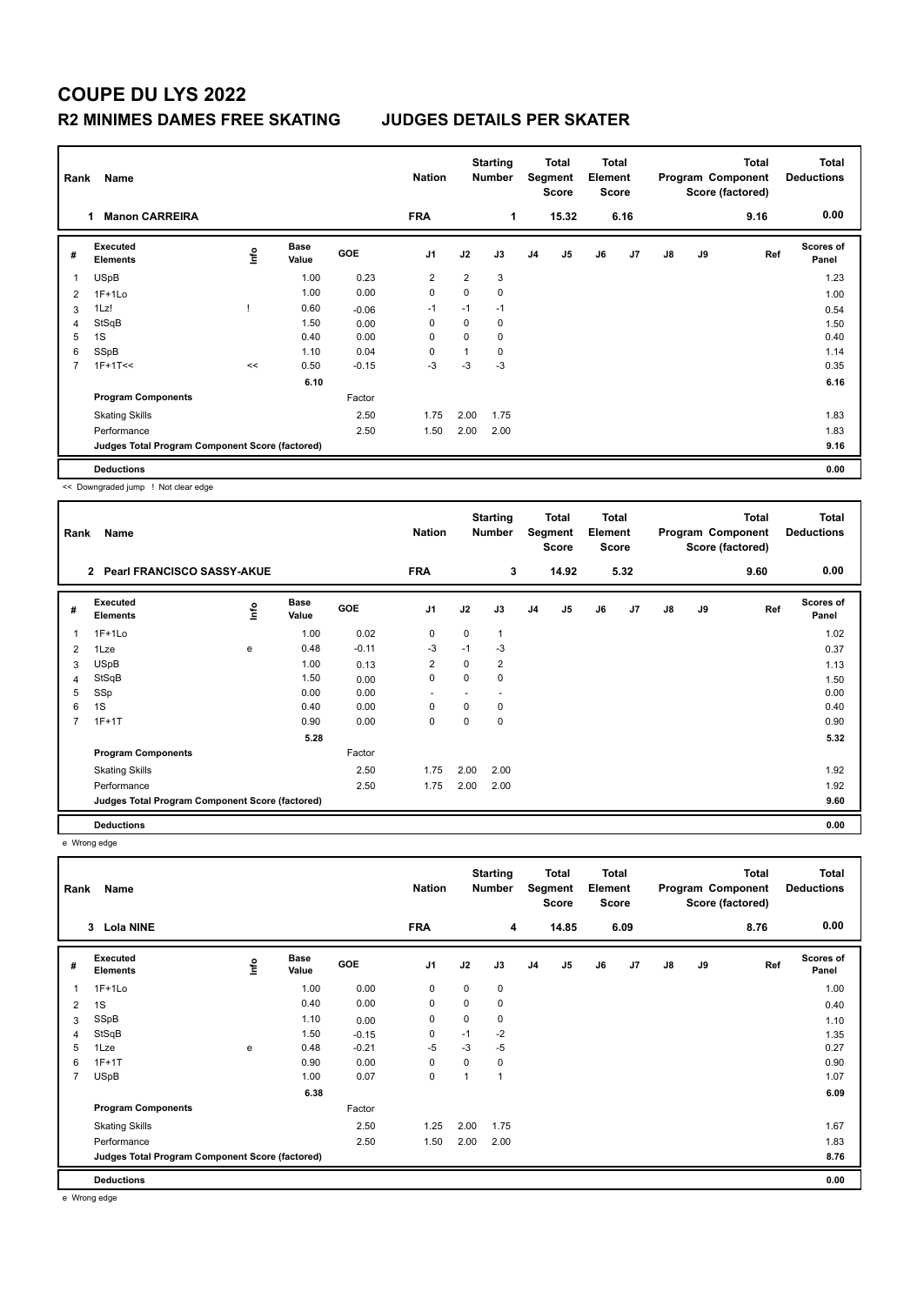# COUPE DU LYS 2022

## R2 MINIMES DAMES FREE SKATING JUDGES DETAILS PER SKATER

| Rank | Name | Nation | Starting Number | Total Segment Score | Total Element Score | Total Program Component Score (factored) | Total Deductions |
|---|---|---|---|---|---|---|---|
| 1 | Manon CARREIRA | FRA | 1 | 15.32 | 6.16 | 9.16 | 0.00 |

| # | Executed Elements | Info | Base Value | GOE | J1 | J2 | J3 | J4 | J5 | J6 | J7 | J8 | J9 | Ref | Scores of Panel |
|---|---|---|---|---|---|---|---|---|---|---|---|---|---|---|---|
| 1 | USpB | | 1.00 | 0.23 | 2 | 2 | 3 | | | | | | | | 1.23 |
| 2 | 1F+1Lo | | 1.00 | 0.00 | 0 | 0 | 0 | | | | | | | | 1.00 |
| 3 | 1Lz! | ! | 0.60 | -0.06 | -1 | -1 | -1 | | | | | | | | 0.54 |
| 4 | StSqB | | 1.50 | 0.00 | 0 | 0 | 0 | | | | | | | | 1.50 |
| 5 | 1S | | 0.40 | 0.00 | 0 | 0 | 0 | | | | | | | | 0.40 |
| 6 | SSpB | | 1.10 | 0.04 | 0 | 1 | 0 | | | | | | | | 1.14 |
| 7 | 1F+1T<< | << | 0.50 | -0.15 | -3 | -3 | -3 | | | | | | | | 0.35 |
| | | | 6.10 | | | | | | | | | | | | 6.16 |
| | **Program Components** | | | Factor | | | | | | | | | | | |
| | Skating Skills | | | 2.50 | 1.75 | 2.00 | 1.75 | | | | | | | | 1.83 |
| | Performance | | | 2.50 | 1.50 | 2.00 | 2.00 | | | | | | | | 1.83 |
| | **Judges Total Program Component Score (factored)** | | | | | | | | | | | | | | 9.16 |
| | **Deductions** | | | | | | | | | | | | | | 0.00 |

<< Downgraded jump ! Not clear edge

| Rank | Name | Nation | Starting Number | Total Segment Score | Total Element Score | Total Program Component Score (factored) | Total Deductions |
|---|---|---|---|---|---|---|---|
| 2 | Pearl FRANCISCO SASSY-AKUE | FRA | 3 | 14.92 | 5.32 | 9.60 | 0.00 |

| # | Executed Elements | Info | Base Value | GOE | J1 | J2 | J3 | J4 | J5 | J6 | J7 | J8 | J9 | Ref | Scores of Panel |
|---|---|---|---|---|---|---|---|---|---|---|---|---|---|---|---|
| 1 | 1F+1Lo | | 1.00 | 0.02 | 0 | 0 | 1 | | | | | | | | 1.02 |
| 2 | 1Lze | e | 0.48 | -0.11 | -3 | -1 | -3 | | | | | | | | 0.37 |
| 3 | USpB | | 1.00 | 0.13 | 2 | 0 | 2 | | | | | | | | 1.13 |
| 4 | StSqB | | 1.50 | 0.00 | 0 | 0 | 0 | | | | | | | | 1.50 |
| 5 | SSp | | 0.00 | 0.00 | - | - | - | | | | | | | | 0.00 |
| 6 | 1S | | 0.40 | 0.00 | 0 | 0 | 0 | | | | | | | | 0.40 |
| 7 | 1F+1T | | 0.90 | 0.00 | 0 | 0 | 0 | | | | | | | | 0.90 |
| | | | 5.28 | | | | | | | | | | | | 5.32 |
| | **Program Components** | | | Factor | | | | | | | | | | | |
| | Skating Skills | | | 2.50 | 1.75 | 2.00 | 2.00 | | | | | | | | 1.92 |
| | Performance | | | 2.50 | 1.75 | 2.00 | 2.00 | | | | | | | | 1.92 |
| | **Judges Total Program Component Score (factored)** | | | | | | | | | | | | | | 9.60 |
| | **Deductions** | | | | | | | | | | | | | | 0.00 |

e Wrong edge

| Rank | Name | Nation | Starting Number | Total Segment Score | Total Element Score | Total Program Component Score (factored) | Total Deductions |
|---|---|---|---|---|---|---|---|
| 3 | Lola NINE | FRA | 4 | 14.85 | 6.09 | 8.76 | 0.00 |

| # | Executed Elements | Info | Base Value | GOE | J1 | J2 | J3 | J4 | J5 | J6 | J7 | J8 | J9 | Ref | Scores of Panel |
|---|---|---|---|---|---|---|---|---|---|---|---|---|---|---|---|
| 1 | 1F+1Lo | | 1.00 | 0.00 | 0 | 0 | 0 | | | | | | | | 1.00 |
| 2 | 1S | | 0.40 | 0.00 | 0 | 0 | 0 | | | | | | | | 0.40 |
| 3 | SSpB | | 1.10 | 0.00 | 0 | 0 | 0 | | | | | | | | 1.10 |
| 4 | StSqB | | 1.50 | -0.15 | 0 | -1 | -2 | | | | | | | | 1.35 |
| 5 | 1Lze | e | 0.48 | -0.21 | -5 | -3 | -5 | | | | | | | | 0.27 |
| 6 | 1F+1T | | 0.90 | 0.00 | 0 | 0 | 0 | | | | | | | | 0.90 |
| 7 | USpB | | 1.00 | 0.07 | 0 | 1 | 1 | | | | | | | | 1.07 |
| | | | 6.38 | | | | | | | | | | | | 6.09 |
| | **Program Components** | | | Factor | | | | | | | | | | | |
| | Skating Skills | | | 2.50 | 1.25 | 2.00 | 1.75 | | | | | | | | 1.67 |
| | Performance | | | 2.50 | 1.50 | 2.00 | 2.00 | | | | | | | | 1.83 |
| | **Judges Total Program Component Score (factored)** | | | | | | | | | | | | | | 8.76 |
| | **Deductions** | | | | | | | | | | | | | | 0.00 |

e Wrong edge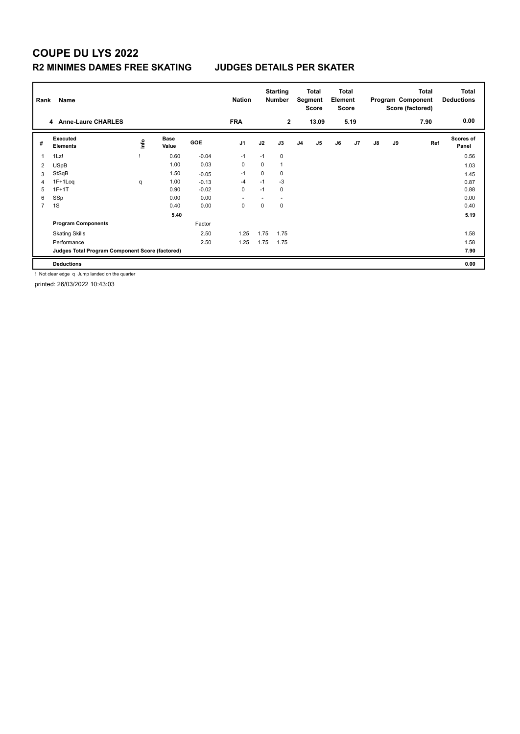# COUPE DU LYS 2022

## R2 MINIMES DAMES FREE SKATING JUDGES DETAILS PER SKATER

| Rank | Name | Nation | Starting Number | Total Segment Score | Total Element Score | Total Program Component Score (factored) | Total Deductions |
|---|---|---|---|---|---|---|---|
| 4 | Anne-Laure CHARLES | FRA | 2 | 13.09 | 5.19 | 7.90 | 0.00 |

| # | Executed Elements | Info | Base Value | GOE | J1 | J2 | J3 | J4 | J5 | J6 | J7 | J8 | J9 | Ref | Scores of Panel |
|---|---|---|---|---|---|---|---|---|---|---|---|---|---|---|---|
| 1 | 1Lz! | ! | 0.60 | -0.04 | -1 | -1 | 0 | | | | | | | | 0.56 |
| 2 | USpB | | 1.00 | 0.03 | 0 | 0 | 1 | | | | | | | | 1.03 |
| 3 | StSqB | | 1.50 | -0.05 | -1 | 0 | 0 | | | | | | | | 1.45 |
| 4 | 1F+1Loq | q | 1.00 | -0.13 | -4 | -1 | -3 | | | | | | | | 0.87 |
| 5 | 1F+1T | | 0.90 | -0.02 | 0 | -1 | 0 | | | | | | | | 0.88 |
| 6 | SSp | | 0.00 | 0.00 | - | - | - | | | | | | | | 0.00 |
| 7 | 1S | | 0.40 | 0.00 | 0 | 0 | 0 | | | | | | | | 0.40 |
| | | | 5.40 | | | | | | | | | | | | 5.19 |
| | **Program Components** | | | Factor | | | | | | | | | | | |
| | Skating Skills | | | 2.50 | 1.25 | 1.75 | 1.75 | | | | | | | | 1.58 |
| | Performance | | | 2.50 | 1.25 | 1.75 | 1.75 | | | | | | | | 1.58 |
| | Judges Total Program Component Score (factored) | | | | | | | | | | | | | | 7.90 |
| | **Deductions** | | | | | | | | | | | | | | 0.00 |

! Not clear edge q Jump landed on the quarter

printed: 26/03/2022 10:43:03